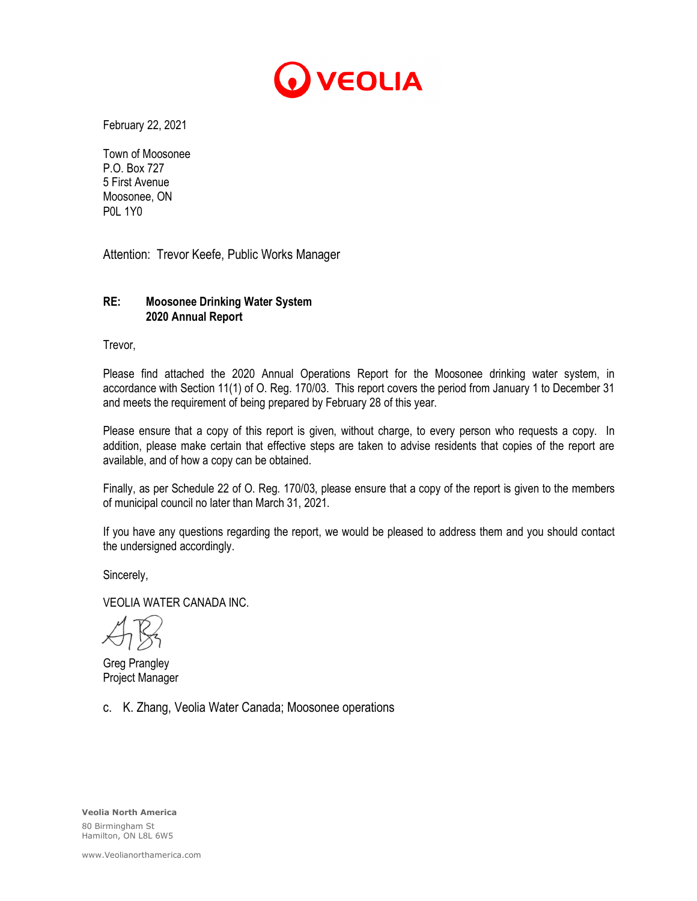VEOLIA

February 22, 2021

Town of Moosonee
P.O. Box 727
5 First Avenue
Moosonee, ON
P0L 1Y0

Attention: Trevor Keefe, Public Works Manager

**RE: Moosonee Drinking Water System**
**2020 Annual Report**

Trevor,

Please find attached the 2020 Annual Operations Report for the Moosonee drinking water system, in accordance with Section 11(1) of O. Reg. 170/03. This report covers the period from January 1 to December 31 and meets the requirement of being prepared by February 28 of this year.

Please ensure that a copy of this report is given, without charge, to every person who requests a copy. In addition, please make certain that effective steps are taken to advise residents that copies of the report are available, and of how a copy can be obtained.

Finally, as per Schedule 22 of O. Reg. 170/03, please ensure that a copy of the report is given to the members of municipal council no later than March 31, 2021.

If you have any questions regarding the report, we would be pleased to address them and you should contact the undersigned accordingly.

Sincerely,

VEOLIA WATER CANADA INC.

Greg Prangley
Project Manager

c. K. Zhang, Veolia Water Canada; Moosonee operations

**Veolia North America**
80 Birmingham St
Hamilton, ON L8L 6W5

www.Veolianorthamerica.com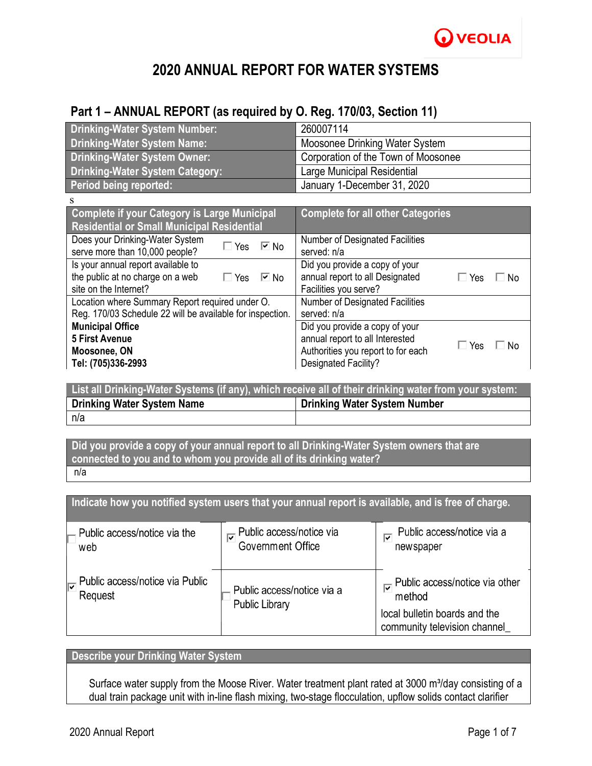VEOLIA

# 2020 ANNUAL REPORT FOR WATER SYSTEMS

## Part 1 – ANNUAL REPORT (as required by O. Reg. 170/03, Section 11)

| | |
|---|---|
| **Drinking-Water System Number:** | 260007114 |
| **Drinking-Water System Name:** | Moosonee Drinking Water System |
| **Drinking-Water System Owner:** | Corporation of the Town of Moosonee |
| **Drinking-Water System Category:** | Large Municipal Residential |
| **Period being reported:** | January 1-December 31, 2020 |

s

| Complete if your Category is Large Municipal Residential or Small Municipal Residential | | Complete for all other Categories | |
|---|---|---|---|
| Does your Drinking-Water System serve more than 10,000 people? | ☐ Yes ☑ No | Number of Designated Facilities served: n/a | |
| Is your annual report available to the public at no charge on a web site on the Internet? | ☐ Yes ☑ No | Did you provide a copy of your annual report to all Designated Facilities you serve? | ☐ Yes ☐ No |
| Location where Summary Report required under O. Reg. 170/03 Schedule 22 will be available for inspection. | | Number of Designated Facilities served: n/a | |
| **Municipal Office**<br>**5 First Avenue**<br>**Moosonee, ON**<br>**Tel: (705)336-2993** | | Did you provide a copy of your annual report to all Interested Authorities you report to for each Designated Facility? | ☐ Yes ☐ No |

| List all Drinking-Water Systems (if any), which receive all of their drinking water from your system: | |
|---|---|
| **Drinking Water System Name** | **Drinking Water System Number** |
| n/a | |

**Did you provide a copy of your annual report to all Drinking-Water System owners that are connected to you and to whom you provide all of its drinking water?**

n/a

| Indicate how you notified system users that your annual report is available, and is free of charge. | | |
|---|---|---|
| ☐ Public access/notice via the web | ☑ Public access/notice via Government Office | ☑ Public access/notice via a newspaper |
| ☑ Public access/notice via Public Request | ☐ Public access/notice via a Public Library | ☑ Public access/notice via other method<br>local bulletin boards and the community television channel_ |

**Describe your Drinking Water System**

Surface water supply from the Moose River. Water treatment plant rated at 3000 m³/day consisting of a dual train package unit with in-line flash mixing, two-stage flocculation, upflow solids contact clarifier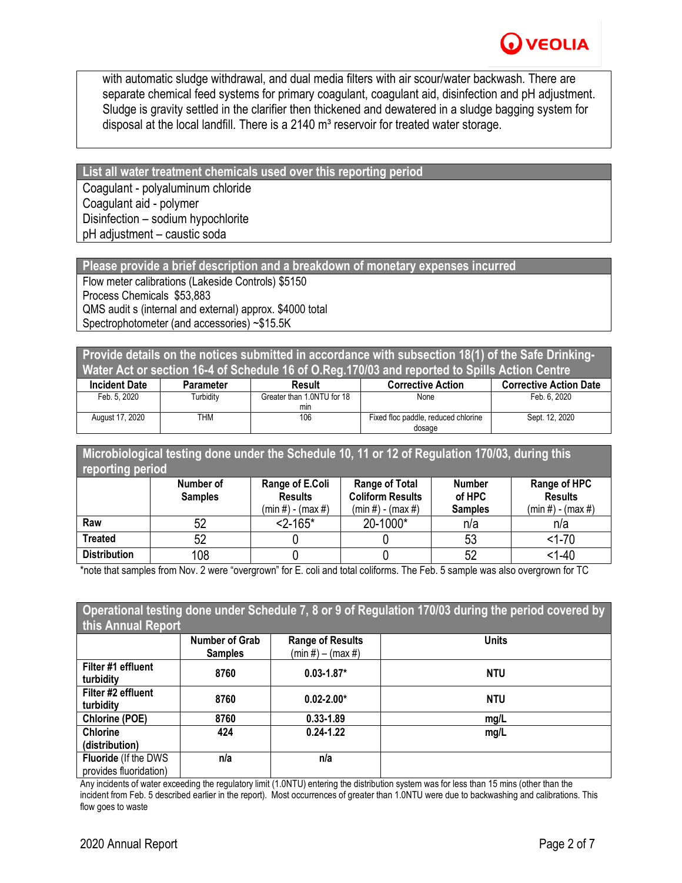with automatic sludge withdrawal, and dual media filters with air scour/water backwash. There are separate chemical feed systems for primary coagulant, coagulant aid, disinfection and pH adjustment. Sludge is gravity settled in the clarifier then thickened and dewatered in a sludge bagging system for disposal at the local landfill. There is a 2140 m³ reservoir for treated water storage.

## List all water treatment chemicals used over this reporting period

Coagulant - polyaluminum chloride
Coagulant aid - polymer
Disinfection – sodium hypochlorite
pH adjustment – caustic soda

## Please provide a brief description and a breakdown of monetary expenses incurred

Flow meter calibrations (Lakeside Controls) $5150
Process Chemicals $53,883
QMS audit s (internal and external) approx. $4000 total
Spectrophotometer (and accessories) ~$15.5K

## Provide details on the notices submitted in accordance with subsection 18(1) of the Safe Drinking-Water Act or section 16-4 of Schedule 16 of O.Reg.170/03 and reported to Spills Action Centre

| Incident Date | Parameter | Result | Corrective Action | Corrective Action Date |
|---|---|---|---|---|
| Feb. 5, 2020 | Turbidity | Greater than 1.0NTU for 18 min | None | Feb. 6, 2020 |
| August 17, 2020 | THM | 106 | Fixed floc paddle, reduced chlorine dosage | Sept. 12, 2020 |

## Microbiological testing done under the Schedule 10, 11 or 12 of Regulation 170/03, during this reporting period

| | Number of Samples | Range of E.Coli Results (min #) - (max #) | Range of Total Coliform Results (min #) - (max #) | Number of HPC Samples | Range of HPC Results (min #) - (max #) |
|---|---|---|---|---|---|
| **Raw** | 52 | <2-165* | 20-1000* | n/a | n/a |
| **Treated** | 52 | 0 | 0 | 53 | <1-70 |
| **Distribution** | 108 | 0 | 0 | 52 | <1-40 |

*note that samples from Nov. 2 were "overgrown" for E. coli and total coliforms. The Feb. 5 sample was also overgrown for TC

## Operational testing done under Schedule 7, 8 or 9 of Regulation 170/03 during the period covered by this Annual Report

| | Number of Grab Samples | Range of Results (min #) – (max #) | Units |
|---|---|---|---|
| **Filter #1 effluent turbidity** | 8760 | 0.03-1.87* | NTU |
| **Filter #2 effluent turbidity** | 8760 | 0.02-2.00* | NTU |
| **Chlorine (POE)** | 8760 | 0.33-1.89 | mg/L |
| **Chlorine (distribution)** | 424 | 0.24-1.22 | mg/L |
| **Fluoride** (If the DWS provides fluoridation) | n/a | n/a | |

Any incidents of water exceeding the regulatory limit (1.0NTU) entering the distribution system was for less than 15 mins (other than the incident from Feb. 5 described earlier in the report). Most occurrences of greater than 1.0NTU were due to backwashing and calibrations. This flow goes to waste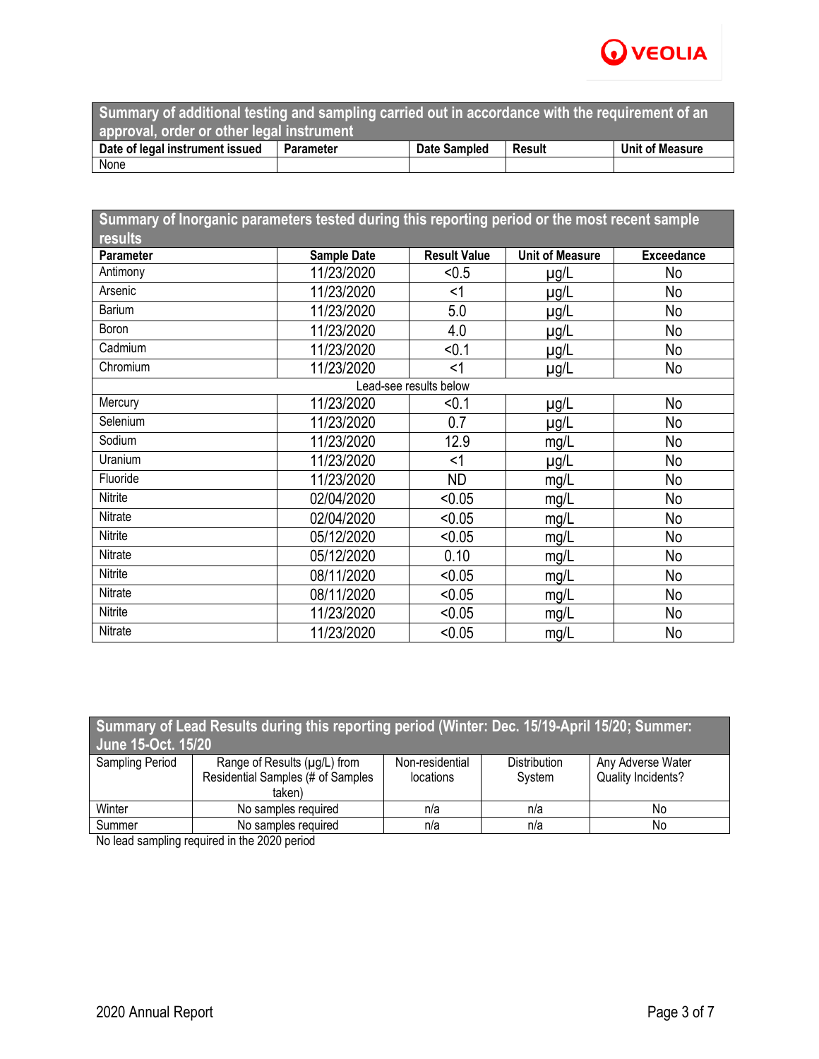| Summary of additional testing and sampling carried out in accordance with the requirement of an approval, order or other legal instrument | | | | |
|---|---|---|---|---|
| **Date of legal instrument issued** | **Parameter** | **Date Sampled** | **Result** | **Unit of Measure** |
| None | | | | |

| Summary of Inorganic parameters tested during this reporting period or the most recent sample results | | | | |
|---|---|---|---|---|
| **Parameter** | **Sample Date** | **Result Value** | **Unit of Measure** | **Exceedance** |
| Antimony | 11/23/2020 | <0.5 | μg/L | No |
| Arsenic | 11/23/2020 | <1 | μg/L | No |
| Barium | 11/23/2020 | 5.0 | μg/L | No |
| Boron | 11/23/2020 | 4.0 | μg/L | No |
| Cadmium | 11/23/2020 | <0.1 | μg/L | No |
| Chromium | 11/23/2020 | <1 | μg/L | No |
| Lead-see results below | | | | |
| Mercury | 11/23/2020 | <0.1 | μg/L | No |
| Selenium | 11/23/2020 | 0.7 | μg/L | No |
| Sodium | 11/23/2020 | 12.9 | mg/L | No |
| Uranium | 11/23/2020 | <1 | μg/L | No |
| Fluoride | 11/23/2020 | ND | mg/L | No |
| Nitrite | 02/04/2020 | <0.05 | mg/L | No |
| Nitrate | 02/04/2020 | <0.05 | mg/L | No |
| Nitrite | 05/12/2020 | <0.05 | mg/L | No |
| Nitrate | 05/12/2020 | 0.10 | mg/L | No |
| Nitrite | 08/11/2020 | <0.05 | mg/L | No |
| Nitrate | 08/11/2020 | <0.05 | mg/L | No |
| Nitrite | 11/23/2020 | <0.05 | mg/L | No |
| Nitrate | 11/23/2020 | <0.05 | mg/L | No |

| Summary of Lead Results during this reporting period (Winter: Dec. 15/19-April 15/20; Summer: June 15-Oct. 15/20 | | | | |
|---|---|---|---|---|
| Sampling Period | Range of Results (μg/L) from Residential Samples (# of Samples taken) | Non-residential locations | Distribution System | Any Adverse Water Quality Incidents? |
| Winter | No samples required | n/a | n/a | No |
| Summer | No samples required | n/a | n/a | No |

No lead sampling required in the 2020 period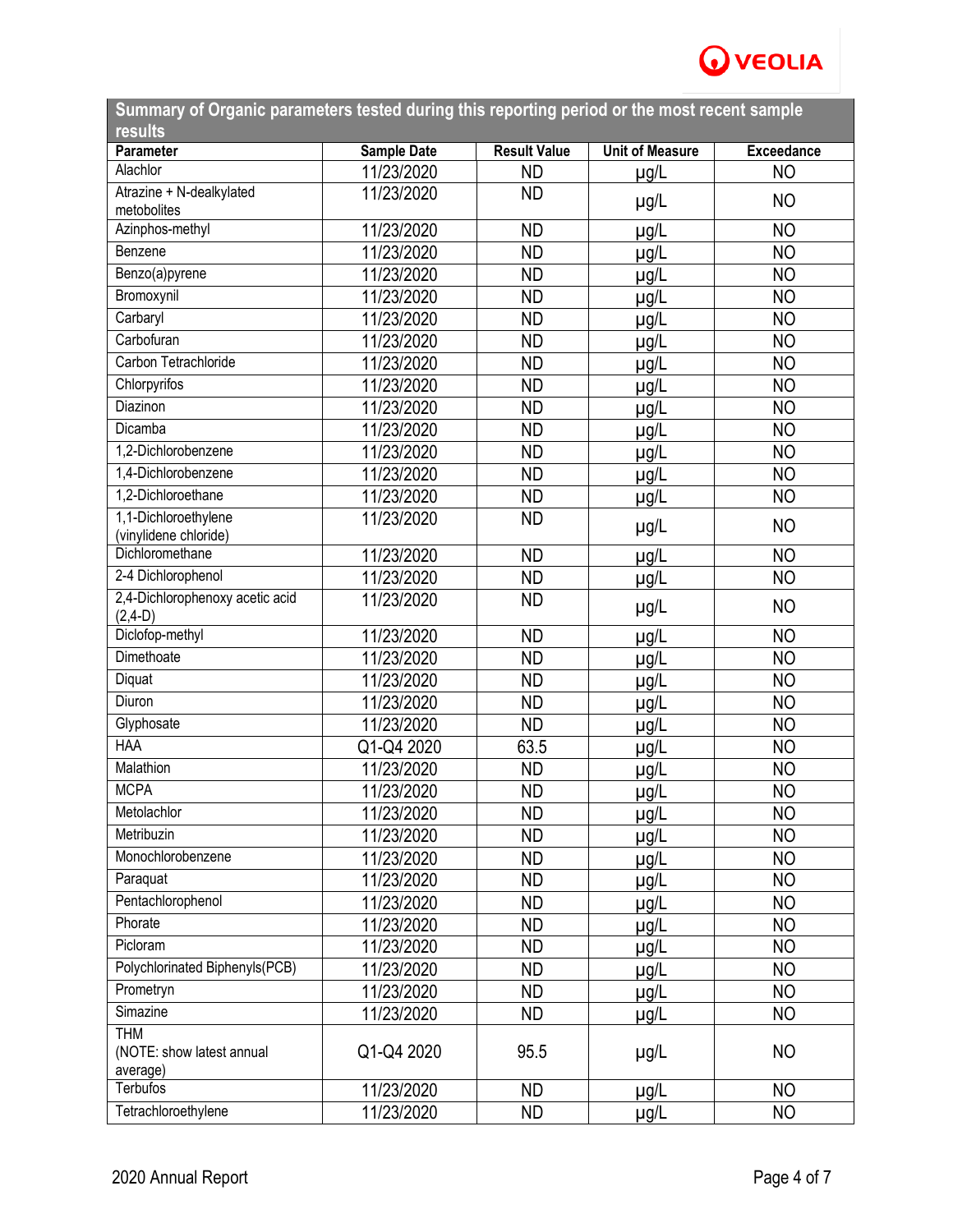| Summary of Organic parameters tested during this reporting period or the most recent sample results | | | | |
|---|---|---|---|---|
| **Parameter** | **Sample Date** | **Result Value** | **Unit of Measure** | **Exceedance** |
| Alachlor | 11/23/2020 | ND | µg/L | NO |
| Atrazine + N-dealkylated metobolites | 11/23/2020 | ND | µg/L | NO |
| Azinphos-methyl | 11/23/2020 | ND | µg/L | NO |
| Benzene | 11/23/2020 | ND | µg/L | NO |
| Benzo(a)pyrene | 11/23/2020 | ND | µg/L | NO |
| Bromoxynil | 11/23/2020 | ND | µg/L | NO |
| Carbaryl | 11/23/2020 | ND | µg/L | NO |
| Carbofuran | 11/23/2020 | ND | µg/L | NO |
| Carbon Tetrachloride | 11/23/2020 | ND | µg/L | NO |
| Chlorpyrifos | 11/23/2020 | ND | µg/L | NO |
| Diazinon | 11/23/2020 | ND | µg/L | NO |
| Dicamba | 11/23/2020 | ND | µg/L | NO |
| 1,2-Dichlorobenzene | 11/23/2020 | ND | µg/L | NO |
| 1,4-Dichlorobenzene | 11/23/2020 | ND | µg/L | NO |
| 1,2-Dichloroethane | 11/23/2020 | ND | µg/L | NO |
| 1,1-Dichloroethylene (vinylidene chloride) | 11/23/2020 | ND | µg/L | NO |
| Dichloromethane | 11/23/2020 | ND | µg/L | NO |
| 2-4 Dichlorophenol | 11/23/2020 | ND | µg/L | NO |
| 2,4-Dichlorophenoxy acetic acid (2,4-D) | 11/23/2020 | ND | µg/L | NO |
| Diclofop-methyl | 11/23/2020 | ND | µg/L | NO |
| Dimethoate | 11/23/2020 | ND | µg/L | NO |
| Diquat | 11/23/2020 | ND | µg/L | NO |
| Diuron | 11/23/2020 | ND | µg/L | NO |
| Glyphosate | 11/23/2020 | ND | µg/L | NO |
| HAA | Q1-Q4 2020 | 63.5 | µg/L | NO |
| Malathion | 11/23/2020 | ND | µg/L | NO |
| MCPA | 11/23/2020 | ND | µg/L | NO |
| Metolachlor | 11/23/2020 | ND | µg/L | NO |
| Metribuzin | 11/23/2020 | ND | µg/L | NO |
| Monochlorobenzene | 11/23/2020 | ND | µg/L | NO |
| Paraquat | 11/23/2020 | ND | µg/L | NO |
| Pentachlorophenol | 11/23/2020 | ND | µg/L | NO |
| Phorate | 11/23/2020 | ND | µg/L | NO |
| Picloram | 11/23/2020 | ND | µg/L | NO |
| Polychlorinated Biphenyls(PCB) | 11/23/2020 | ND | µg/L | NO |
| Prometryn | 11/23/2020 | ND | µg/L | NO |
| Simazine | 11/23/2020 | ND | µg/L | NO |
| THM (NOTE: show latest annual average) | Q1-Q4 2020 | 95.5 | µg/L | NO |
| Terbufos | 11/23/2020 | ND | µg/L | NO |
| Tetrachloroethylene | 11/23/2020 | ND | µg/L | NO |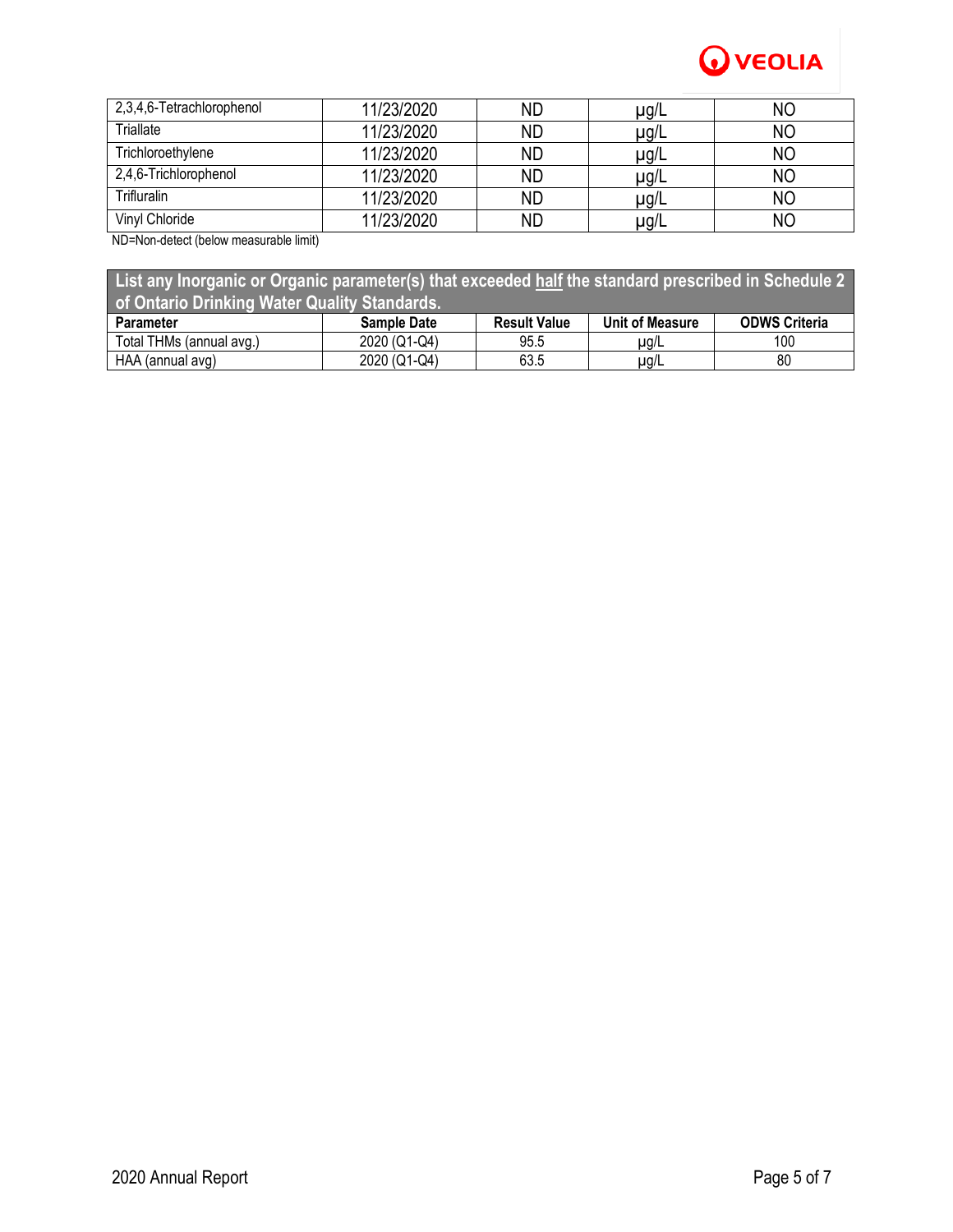| 2,3,4,6-Tetrachlorophenol | 11/23/2020 | ND | µg/L | NO |
|---|---|---|---|---|
| Triallate | 11/23/2020 | ND | µg/L | NO |
| Trichloroethylene | 11/23/2020 | ND | µg/L | NO |
| 2,4,6-Trichlorophenol | 11/23/2020 | ND | µg/L | NO |
| Trifluralin | 11/23/2020 | ND | µg/L | NO |
| Vinyl Chloride | 11/23/2020 | ND | µg/L | NO |

ND=Non-detect (below measurable limit)

| List any Inorganic or Organic parameter(s) that exceeded half the standard prescribed in Schedule 2 of Ontario Drinking Water Quality Standards. | | | | |
|---|---|---|---|---|
| **Parameter** | **Sample Date** | **Result Value** | **Unit of Measure** | **ODWS Criteria** |
| Total THMs (annual avg.) | 2020 (Q1-Q4) | 95.5 | µg/L | 100 |
| HAA (annual avg) | 2020 (Q1-Q4) | 63.5 | µg/L | 80 |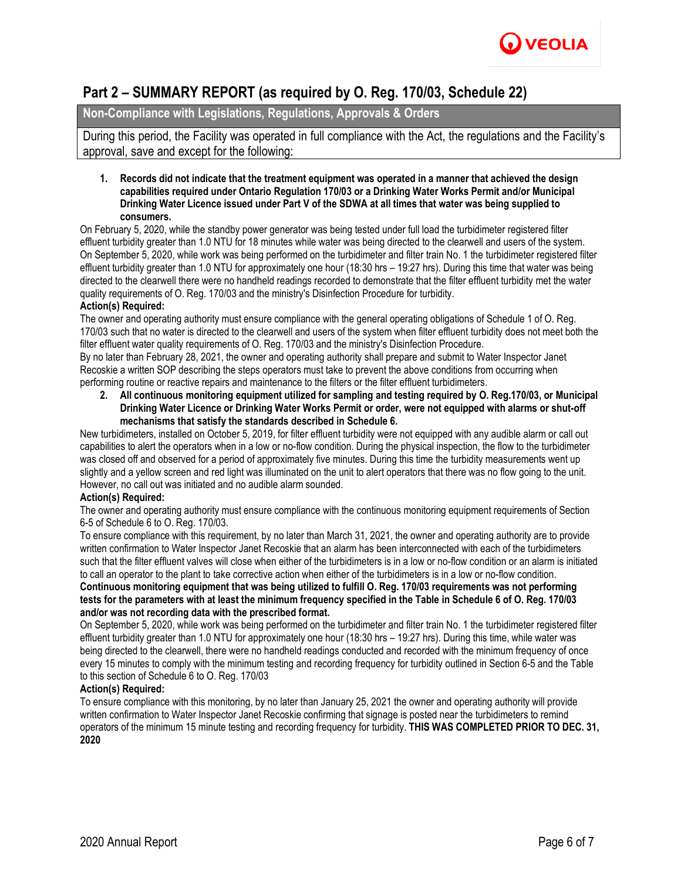## Part 2 – SUMMARY REPORT (as required by O. Reg. 170/03, Schedule 22)

### Non-Compliance with Legislations, Regulations, Approvals & Orders

During this period, the Facility was operated in full compliance with the Act, the regulations and the Facility's approval, save and except for the following:

1. **Records did not indicate that the treatment equipment was operated in a manner that achieved the design capabilities required under Ontario Regulation 170/03 or a Drinking Water Works Permit and/or Municipal Drinking Water Licence issued under Part V of the SDWA at all times that water was being supplied to consumers.**

On February 5, 2020, while the standby power generator was being tested under full load the turbidimeter registered filter effluent turbidity greater than 1.0 NTU for 18 minutes while water was being directed to the clearwell and users of the system. On September 5, 2020, while work was being performed on the turbidimeter and filter train No. 1 the turbidimeter registered filter effluent turbidity greater than 1.0 NTU for approximately one hour (18:30 hrs – 19:27 hrs). During this time that water was being directed to the clearwell there were no handheld readings recorded to demonstrate that the filter effluent turbidity met the water quality requirements of O. Reg. 170/03 and the ministry's Disinfection Procedure for turbidity.

**Action(s) Required:**

The owner and operating authority must ensure compliance with the general operating obligations of Schedule 1 of O. Reg. 170/03 such that no water is directed to the clearwell and users of the system when filter effluent turbidity does not meet both the filter effluent water quality requirements of O. Reg. 170/03 and the ministry's Disinfection Procedure.

By no later than February 28, 2021, the owner and operating authority shall prepare and submit to Water Inspector Janet Recoskie a written SOP describing the steps operators must take to prevent the above conditions from occurring when performing routine or reactive repairs and maintenance to the filters or the filter effluent turbidimeters.

2. **All continuous monitoring equipment utilized for sampling and testing required by O. Reg.170/03, or Municipal Drinking Water Licence or Drinking Water Works Permit or order, were not equipped with alarms or shut-off mechanisms that satisfy the standards described in Schedule 6.**

New turbidimeters, installed on October 5, 2019, for filter effluent turbidity were not equipped with any audible alarm or call out capabilities to alert the operators when in a low or no-flow condition. During the physical inspection, the flow to the turbidimeter was closed off and observed for a period of approximately five minutes. During this time the turbidity measurements went up slightly and a yellow screen and red light was illuminated on the unit to alert operators that there was no flow going to the unit. However, no call out was initiated and no audible alarm sounded.

**Action(s) Required:**

The owner and operating authority must ensure compliance with the continuous monitoring equipment requirements of Section 6-5 of Schedule 6 to O. Reg. 170/03.

To ensure compliance with this requirement, by no later than March 31, 2021, the owner and operating authority are to provide written confirmation to Water Inspector Janet Recoskie that an alarm has been interconnected with each of the turbidimeters such that the filter effluent valves will close when either of the turbidimeters is in a low or no-flow condition or an alarm is initiated to call an operator to the plant to take corrective action when either of the turbidimeters is in a low or no-flow condition.

**Continuous monitoring equipment that was being utilized to fulfill O. Reg. 170/03 requirements was not performing tests for the parameters with at least the minimum frequency specified in the Table in Schedule 6 of O. Reg. 170/03 and/or was not recording data with the prescribed format.**

On September 5, 2020, while work was being performed on the turbidimeter and filter train No. 1 the turbidimeter registered filter effluent turbidity greater than 1.0 NTU for approximately one hour (18:30 hrs – 19:27 hrs). During this time, while water was being directed to the clearwell, there were no handheld readings conducted and recorded with the minimum frequency of once every 15 minutes to comply with the minimum testing and recording frequency for turbidity outlined in Section 6-5 and the Table to this section of Schedule 6 to O. Reg. 170/03

**Action(s) Required:**

To ensure compliance with this monitoring, by no later than January 25, 2021 the owner and operating authority will provide written confirmation to Water Inspector Janet Recoskie confirming that signage is posted near the turbidimeters to remind operators of the minimum 15 minute testing and recording frequency for turbidity. **THIS WAS COMPLETED PRIOR TO DEC. 31, 2020**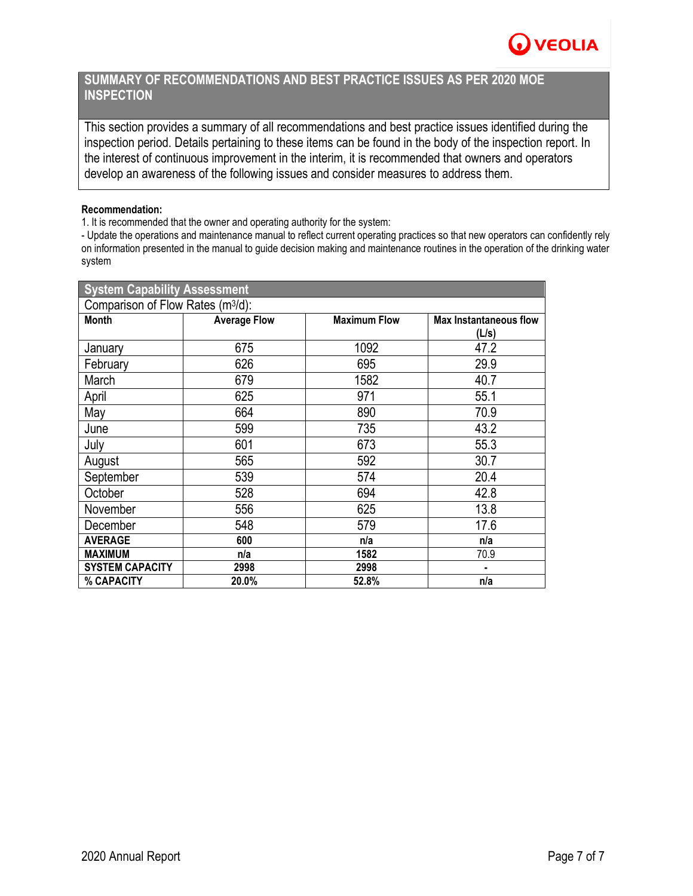## SUMMARY OF RECOMMENDATIONS AND BEST PRACTICE ISSUES AS PER 2020 MOE INSPECTION

This section provides a summary of all recommendations and best practice issues identified during the inspection period. Details pertaining to these items can be found in the body of the inspection report. In the interest of continuous improvement in the interim, it is recommended that owners and operators develop an awareness of the following issues and consider measures to address them.

**Recommendation:**

1. It is recommended that the owner and operating authority for the system:

- Update the operations and maintenance manual to reflect current operating practices so that new operators can confidently rely on information presented in the manual to guide decision making and maintenance routines in the operation of the drinking water system

### System Capability Assessment

Comparison of Flow Rates ($m^3/d$):

| Month | Average Flow | Maximum Flow | Max Instantaneous flow (L/s) |
|---|---|---|---|
| January | 675 | 1092 | 47.2 |
| February | 626 | 695 | 29.9 |
| March | 679 | 1582 | 40.7 |
| April | 625 | 971 | 55.1 |
| May | 664 | 890 | 70.9 |
| June | 599 | 735 | 43.2 |
| July | 601 | 673 | 55.3 |
| August | 565 | 592 | 30.7 |
| September | 539 | 574 | 20.4 |
| October | 528 | 694 | 42.8 |
| November | 556 | 625 | 13.8 |
| December | 548 | 579 | 17.6 |
| **AVERAGE** | **600** | **n/a** | **n/a** |
| **MAXIMUM** | **n/a** | **1582** | 70.9 |
| **SYSTEM CAPACITY** | **2998** | **2998** | **-** |
| **% CAPACITY** | **20.0%** | **52.8%** | **n/a** |